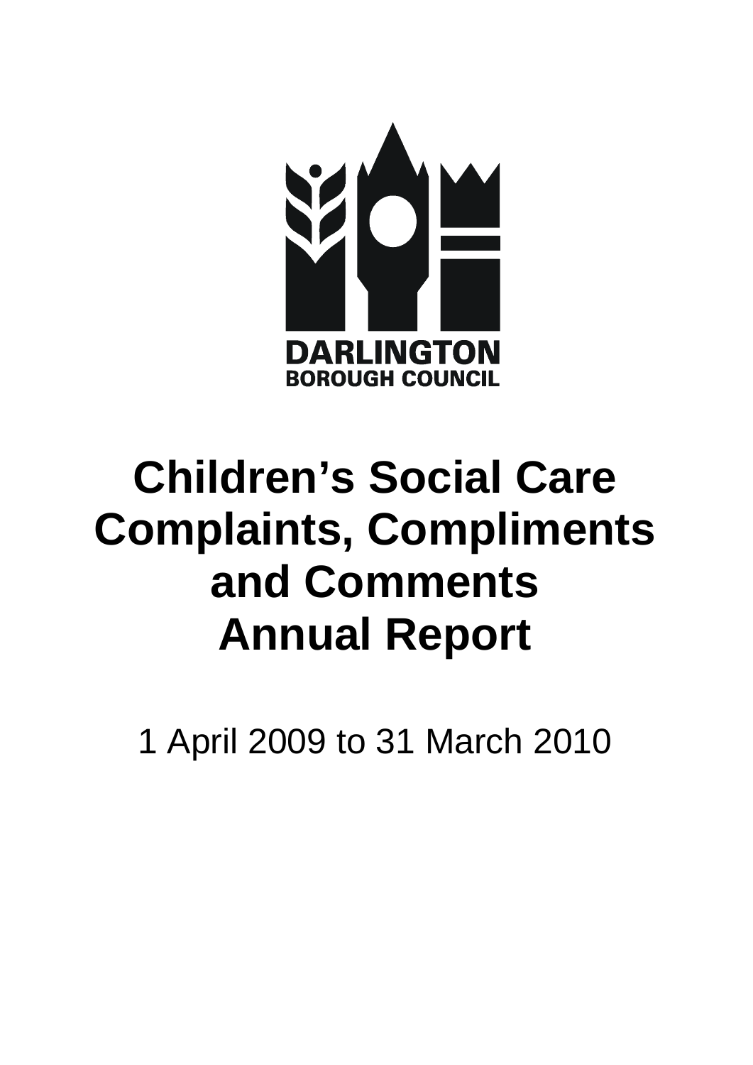DARLINGTON
BOROUGH COUNCIL

# Children's Social Care Complaints, Compliments and Comments Annual Report

1 April 2009 to 31 March 2010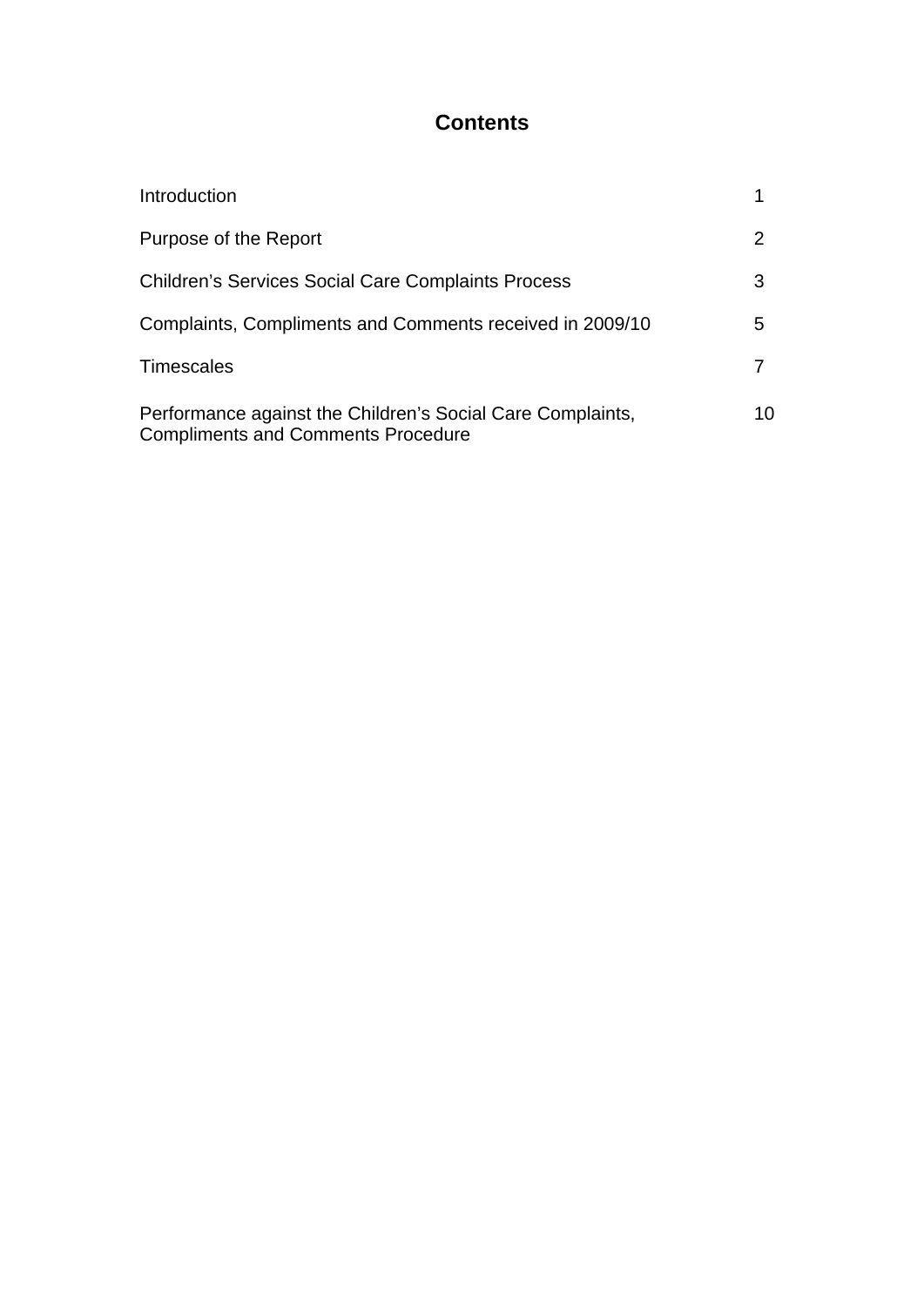# Contents

| | |
|---|---|
| Introduction | 1 |
| Purpose of the Report | 2 |
| Children's Services Social Care Complaints Process | 3 |
| Complaints, Compliments and Comments received in 2009/10 | 5 |
| Timescales | 7 |
| Performance against the Children's Social Care Complaints, Compliments and Comments Procedure | 10 |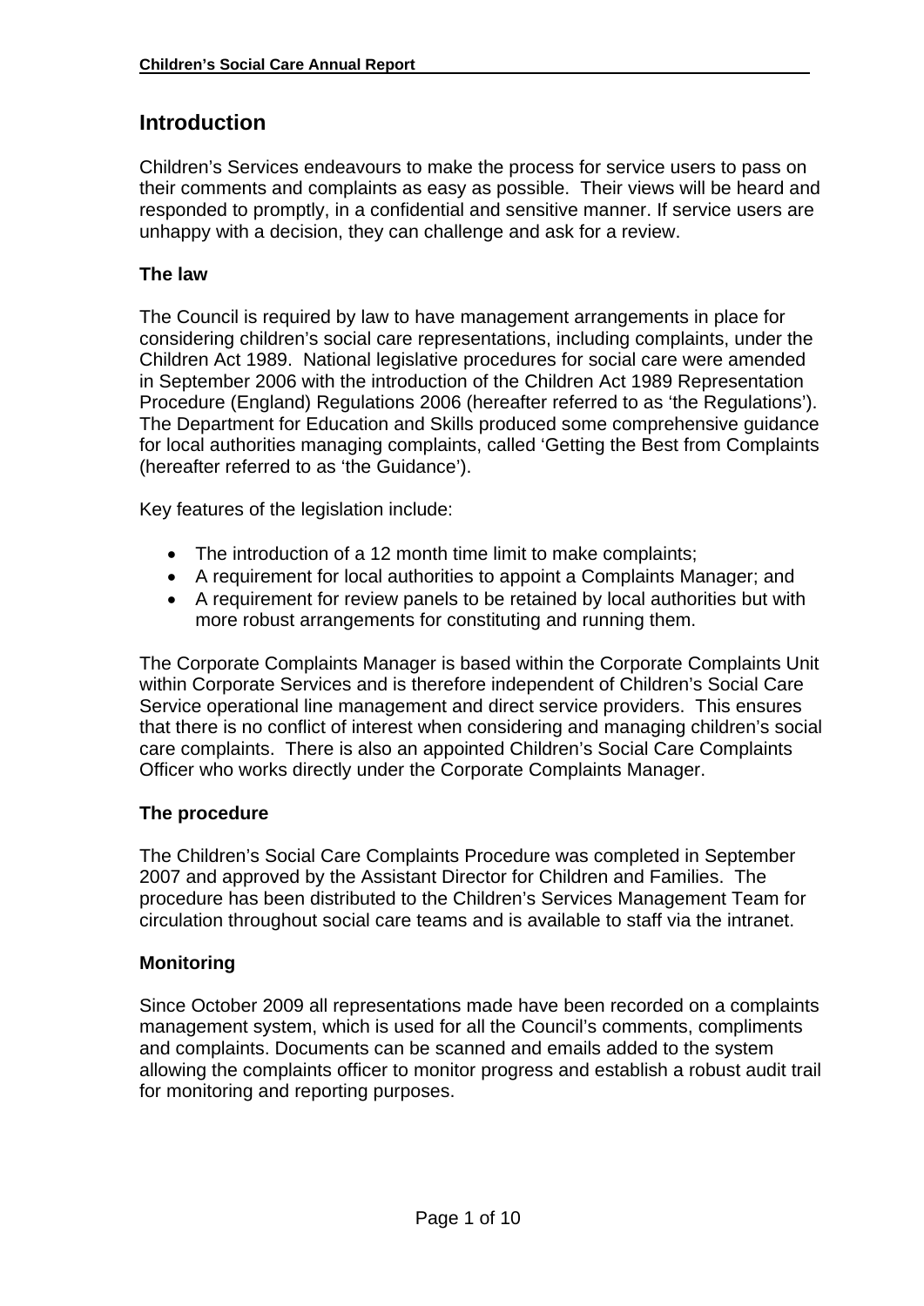# Introduction

Children's Services endeavours to make the process for service users to pass on their comments and complaints as easy as possible. Their views will be heard and responded to promptly, in a confidential and sensitive manner. If service users are unhappy with a decision, they can challenge and ask for a review.

### The law

The Council is required by law to have management arrangements in place for considering children's social care representations, including complaints, under the Children Act 1989. National legislative procedures for social care were amended in September 2006 with the introduction of the Children Act 1989 Representation Procedure (England) Regulations 2006 (hereafter referred to as 'the Regulations'). The Department for Education and Skills produced some comprehensive guidance for local authorities managing complaints, called 'Getting the Best from Complaints (hereafter referred to as 'the Guidance').

Key features of the legislation include:

- The introduction of a 12 month time limit to make complaints;
- A requirement for local authorities to appoint a Complaints Manager; and
- A requirement for review panels to be retained by local authorities but with more robust arrangements for constituting and running them.

The Corporate Complaints Manager is based within the Corporate Complaints Unit within Corporate Services and is therefore independent of Children's Social Care Service operational line management and direct service providers. This ensures that there is no conflict of interest when considering and managing children's social care complaints. There is also an appointed Children's Social Care Complaints Officer who works directly under the Corporate Complaints Manager.

### The procedure

The Children's Social Care Complaints Procedure was completed in September 2007 and approved by the Assistant Director for Children and Families. The procedure has been distributed to the Children's Services Management Team for circulation throughout social care teams and is available to staff via the intranet.

### Monitoring

Since October 2009 all representations made have been recorded on a complaints management system, which is used for all the Council's comments, compliments and complaints. Documents can be scanned and emails added to the system allowing the complaints officer to monitor progress and establish a robust audit trail for monitoring and reporting purposes.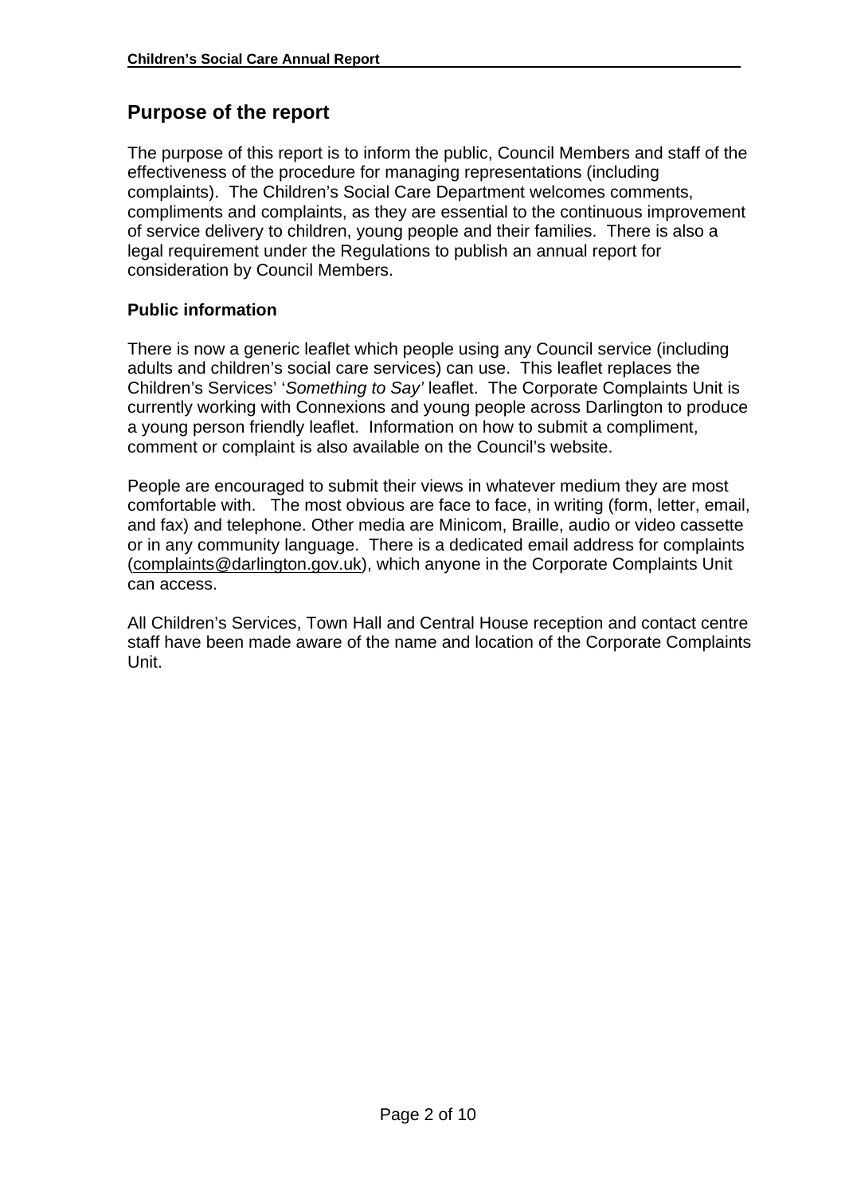## Purpose of the report

The purpose of this report is to inform the public, Council Members and staff of the effectiveness of the procedure for managing representations (including complaints). The Children's Social Care Department welcomes comments, compliments and complaints, as they are essential to the continuous improvement of service delivery to children, young people and their families. There is also a legal requirement under the Regulations to publish an annual report for consideration by Council Members.

### Public information

There is now a generic leaflet which people using any Council service (including adults and children's social care services) can use. This leaflet replaces the Children's Services' '*Something to Say'* leaflet. The Corporate Complaints Unit is currently working with Connexions and young people across Darlington to produce a young person friendly leaflet. Information on how to submit a compliment, comment or complaint is also available on the Council's website.

People are encouraged to submit their views in whatever medium they are most comfortable with. The most obvious are face to face, in writing (form, letter, email, and fax) and telephone. Other media are Minicom, Braille, audio or video cassette or in any community language. There is a dedicated email address for complaints (complaints@darlington.gov.uk), which anyone in the Corporate Complaints Unit can access.

All Children's Services, Town Hall and Central House reception and contact centre staff have been made aware of the name and location of the Corporate Complaints Unit.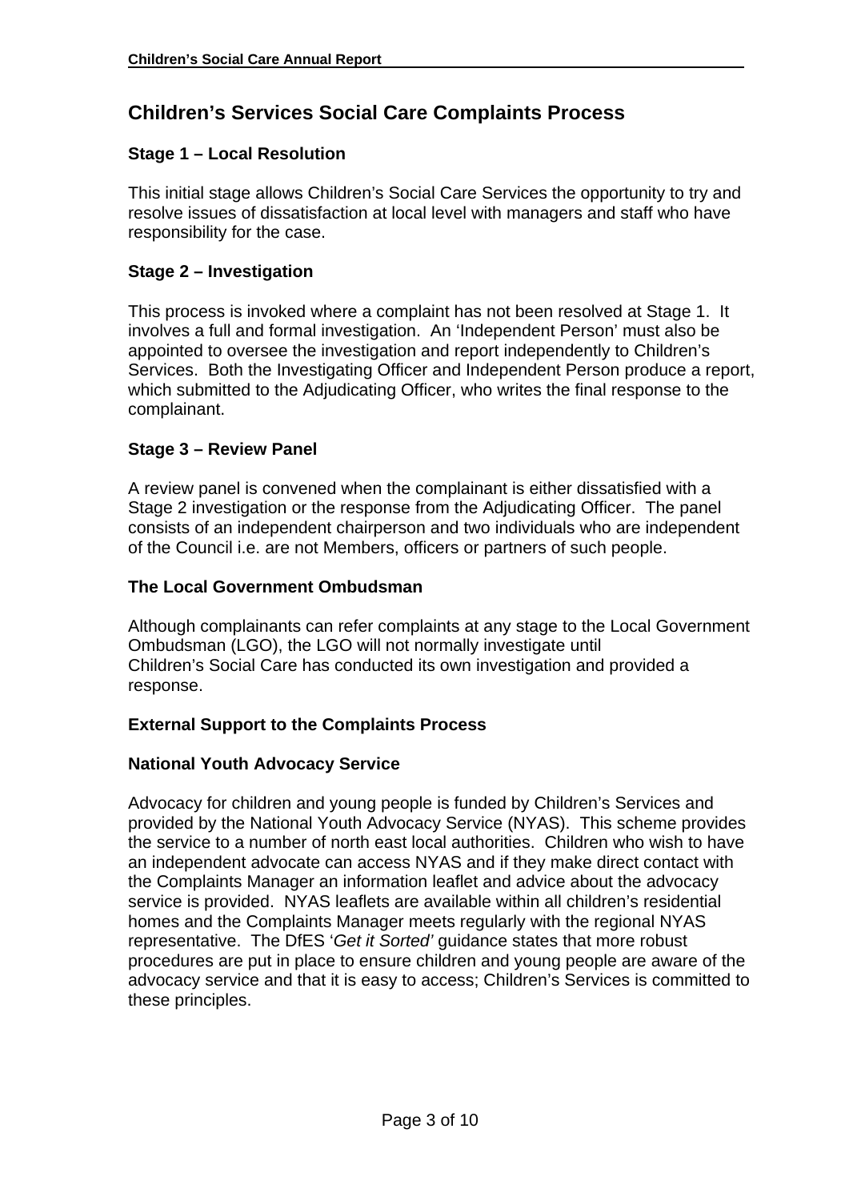## Children's Services Social Care Complaints Process

### Stage 1 – Local Resolution

This initial stage allows Children's Social Care Services the opportunity to try and resolve issues of dissatisfaction at local level with managers and staff who have responsibility for the case.

### Stage 2 – Investigation

This process is invoked where a complaint has not been resolved at Stage 1. It involves a full and formal investigation. An 'Independent Person' must also be appointed to oversee the investigation and report independently to Children's Services. Both the Investigating Officer and Independent Person produce a report, which submitted to the Adjudicating Officer, who writes the final response to the complainant.

### Stage 3 – Review Panel

A review panel is convened when the complainant is either dissatisfied with a Stage 2 investigation or the response from the Adjudicating Officer. The panel consists of an independent chairperson and two individuals who are independent of the Council i.e. are not Members, officers or partners of such people.

### The Local Government Ombudsman

Although complainants can refer complaints at any stage to the Local Government Ombudsman (LGO), the LGO will not normally investigate until Children's Social Care has conducted its own investigation and provided a response.

### External Support to the Complaints Process

### National Youth Advocacy Service

Advocacy for children and young people is funded by Children's Services and provided by the National Youth Advocacy Service (NYAS). This scheme provides the service to a number of north east local authorities. Children who wish to have an independent advocate can access NYAS and if they make direct contact with the Complaints Manager an information leaflet and advice about the advocacy service is provided. NYAS leaflets are available within all children's residential homes and the Complaints Manager meets regularly with the regional NYAS representative. The DfES '*Get it Sorted'* guidance states that more robust procedures are put in place to ensure children and young people are aware of the advocacy service and that it is easy to access; Children's Services is committed to these principles.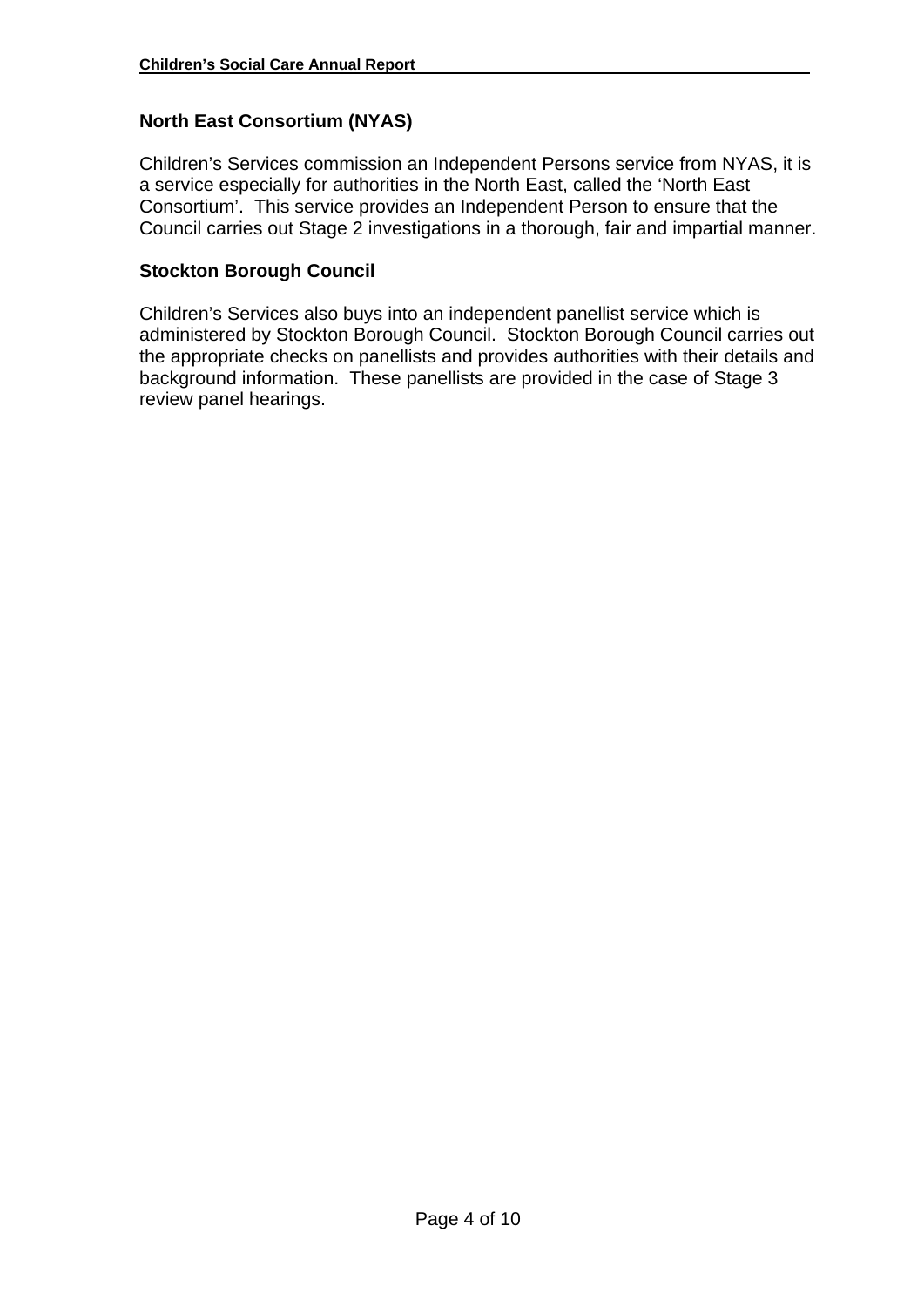### North East Consortium (NYAS)

Children's Services commission an Independent Persons service from NYAS, it is a service especially for authorities in the North East, called the 'North East Consortium'. This service provides an Independent Person to ensure that the Council carries out Stage 2 investigations in a thorough, fair and impartial manner.

### Stockton Borough Council

Children's Services also buys into an independent panellist service which is administered by Stockton Borough Council. Stockton Borough Council carries out the appropriate checks on panellists and provides authorities with their details and background information. These panellists are provided in the case of Stage 3 review panel hearings.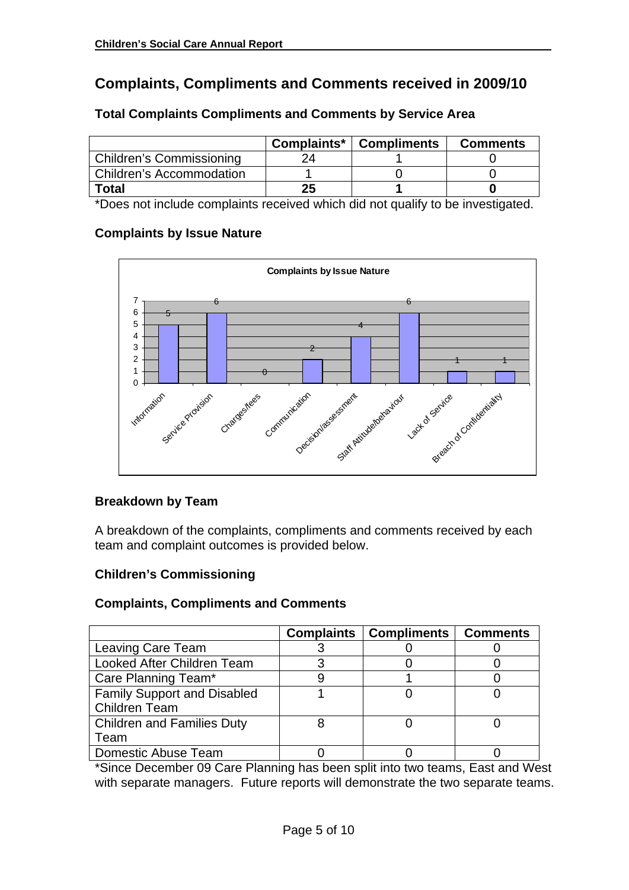# Complaints, Compliments and Comments received in 2009/10

### Total Complaints Compliments and Comments by Service Area

| | Complaints* | Compliments | Comments |
|---|---|---|---|
| Children's Commissioning | 24 | 1 | 0 |
| Children's Accommodation | 1 | 0 | 0 |
| **Total** | **25** | **1** | **0** |

*Does not include complaints received which did not qualify to be investigated.

### Complaints by Issue Nature

**Complaints by Issue Nature**

| Issue Nature | Complaints |
|---|---|
| Information | 5 |
| Service Provision | 6 |
| Charges/fees | 0 |
| Communication | 2 |
| Decision/assessment | 4 |
| Staff Attitude/behaviour | 6 |
| Lack of Service | 1 |
| Breach of Confidentiality | 1 |

### Breakdown by Team

A breakdown of the complaints, compliments and comments received by each team and complaint outcomes is provided below.

### Children's Commissioning

### Complaints, Compliments and Comments

| | Complaints | Compliments | Comments |
|---|---|---|---|
| Leaving Care Team | 3 | 0 | 0 |
| Looked After Children Team | 3 | 0 | 0 |
| Care Planning Team* | 9 | 1 | 0 |
| Family Support and Disabled Children Team | 1 | 0 | 0 |
| Children and Families Duty Team | 8 | 0 | 0 |
| Domestic Abuse Team | 0 | 0 | 0 |

*Since December 09 Care Planning has been split into two teams, East and West with separate managers. Future reports will demonstrate the two separate teams.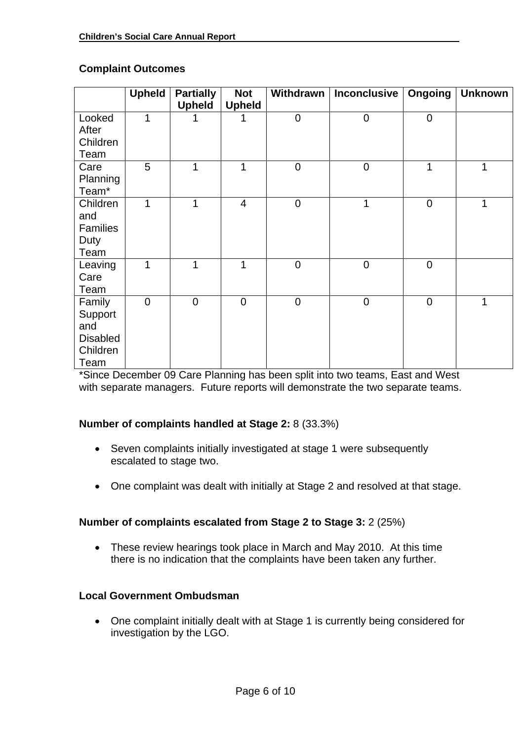### Complaint Outcomes

| | Upheld | Partially Upheld | Not Upheld | Withdrawn | Inconclusive | Ongoing | Unknown |
|---|---|---|---|---|---|---|---|
| Looked After Children Team | 1 | 1 | 1 | 0 | 0 | 0 | |
| Care Planning Team* | 5 | 1 | 1 | 0 | 0 | 1 | 1 |
| Children and Families Duty Team | 1 | 1 | 4 | 0 | 1 | 0 | 1 |
| Leaving Care Team | 1 | 1 | 1 | 0 | 0 | 0 | |
| Family Support and Disabled Children Team | 0 | 0 | 0 | 0 | 0 | 0 | 1 |

*Since December 09 Care Planning has been split into two teams, East and West with separate managers. Future reports will demonstrate the two separate teams.

**Number of complaints handled at Stage 2:** 8 (33.3%)

- Seven complaints initially investigated at stage 1 were subsequently escalated to stage two.
- One complaint was dealt with initially at Stage 2 and resolved at that stage.

**Number of complaints escalated from Stage 2 to Stage 3:** 2 (25%)

- These review hearings took place in March and May 2010. At this time there is no indication that the complaints have been taken any further.

**Local Government Ombudsman**

- One complaint initially dealt with at Stage 1 is currently being considered for investigation by the LGO.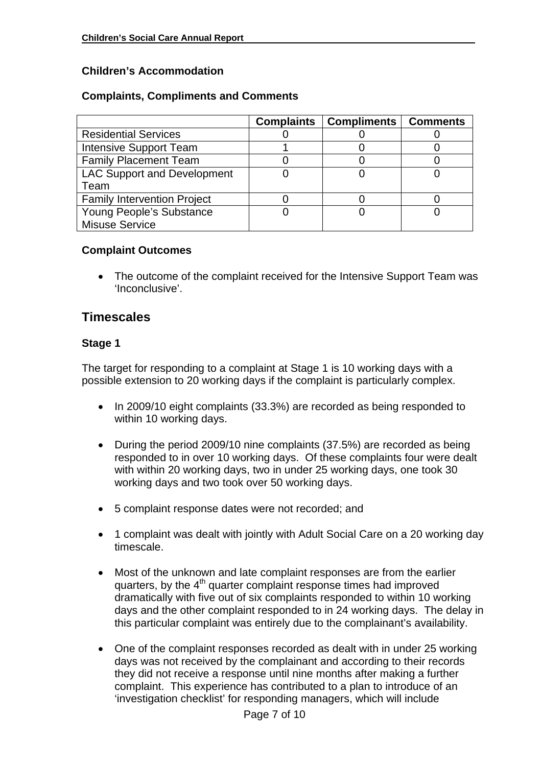### Children's Accommodation

#### Complaints, Compliments and Comments

| | Complaints | Compliments | Comments |
|---|---|---|---|
| Residential Services | 0 | 0 | 0 |
| Intensive Support Team | 1 | 0 | 0 |
| Family Placement Team | 0 | 0 | 0 |
| LAC Support and Development Team | 0 | 0 | 0 |
| Family Intervention Project | 0 | 0 | 0 |
| Young People's Substance Misuse Service | 0 | 0 | 0 |

#### Complaint Outcomes

- The outcome of the complaint received for the Intensive Support Team was 'Inconclusive'.

## Timescales

### Stage 1

The target for responding to a complaint at Stage 1 is 10 working days with a possible extension to 20 working days if the complaint is particularly complex.

- In 2009/10 eight complaints (33.3%) are recorded as being responded to within 10 working days.

- During the period 2009/10 nine complaints (37.5%) are recorded as being responded to in over 10 working days. Of these complaints four were dealt with within 20 working days, two in under 25 working days, one took 30 working days and two took over 50 working days.

- 5 complaint response dates were not recorded; and

- 1 complaint was dealt with jointly with Adult Social Care on a 20 working day timescale.

- Most of the unknown and late complaint responses are from the earlier quarters, by the 4th quarter complaint response times had improved dramatically with five out of six complaints responded to within 10 working days and the other complaint responded to in 24 working days. The delay in this particular complaint was entirely due to the complainant's availability.

- One of the complaint responses recorded as dealt with in under 25 working days was not received by the complainant and according to their records they did not receive a response until nine months after making a further complaint. This experience has contributed to a plan to introduce of an 'investigation checklist' for responding managers, which will include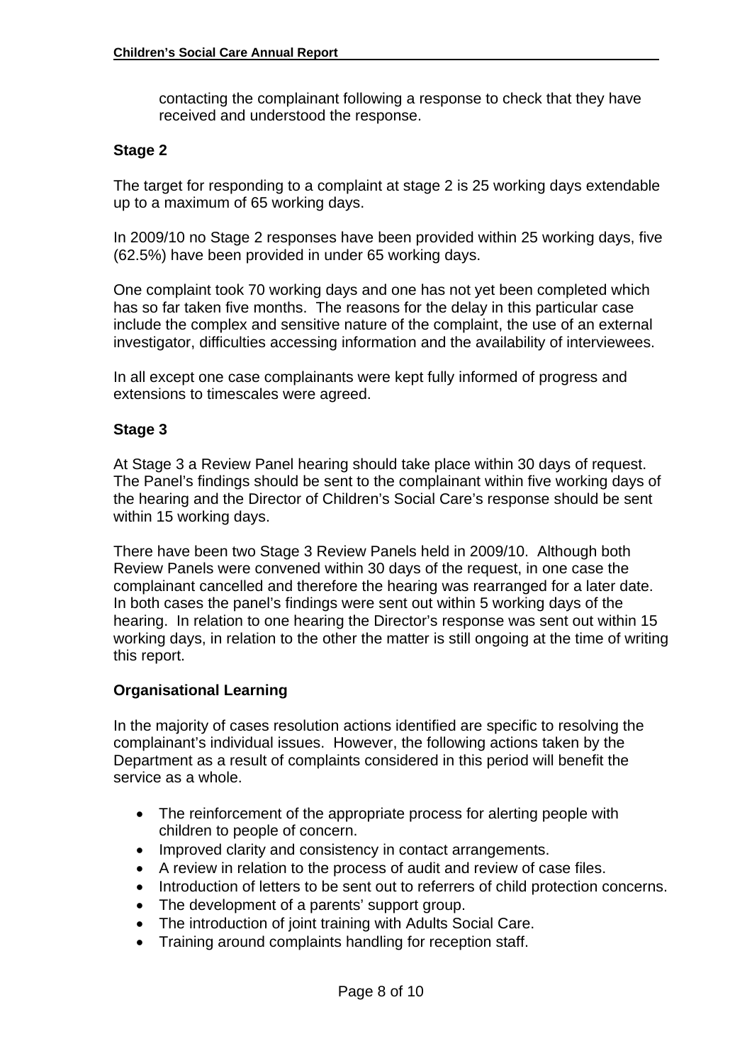contacting the complainant following a response to check that they have received and understood the response.

**Stage 2**

The target for responding to a complaint at stage 2 is 25 working days extendable up to a maximum of 65 working days.

In 2009/10 no Stage 2 responses have been provided within 25 working days, five (62.5%) have been provided in under 65 working days.

One complaint took 70 working days and one has not yet been completed which has so far taken five months. The reasons for the delay in this particular case include the complex and sensitive nature of the complaint, the use of an external investigator, difficulties accessing information and the availability of interviewees.

In all except one case complainants were kept fully informed of progress and extensions to timescales were agreed.

**Stage 3**

At Stage 3 a Review Panel hearing should take place within 30 days of request. The Panel's findings should be sent to the complainant within five working days of the hearing and the Director of Children's Social Care's response should be sent within 15 working days.

There have been two Stage 3 Review Panels held in 2009/10. Although both Review Panels were convened within 30 days of the request, in one case the complainant cancelled and therefore the hearing was rearranged for a later date. In both cases the panel's findings were sent out within 5 working days of the hearing. In relation to one hearing the Director's response was sent out within 15 working days, in relation to the other the matter is still ongoing at the time of writing this report.

**Organisational Learning**

In the majority of cases resolution actions identified are specific to resolving the complainant's individual issues. However, the following actions taken by the Department as a result of complaints considered in this period will benefit the service as a whole.

- The reinforcement of the appropriate process for alerting people with children to people of concern.
- Improved clarity and consistency in contact arrangements.
- A review in relation to the process of audit and review of case files.
- Introduction of letters to be sent out to referrers of child protection concerns.
- The development of a parents' support group.
- The introduction of joint training with Adults Social Care.
- Training around complaints handling for reception staff.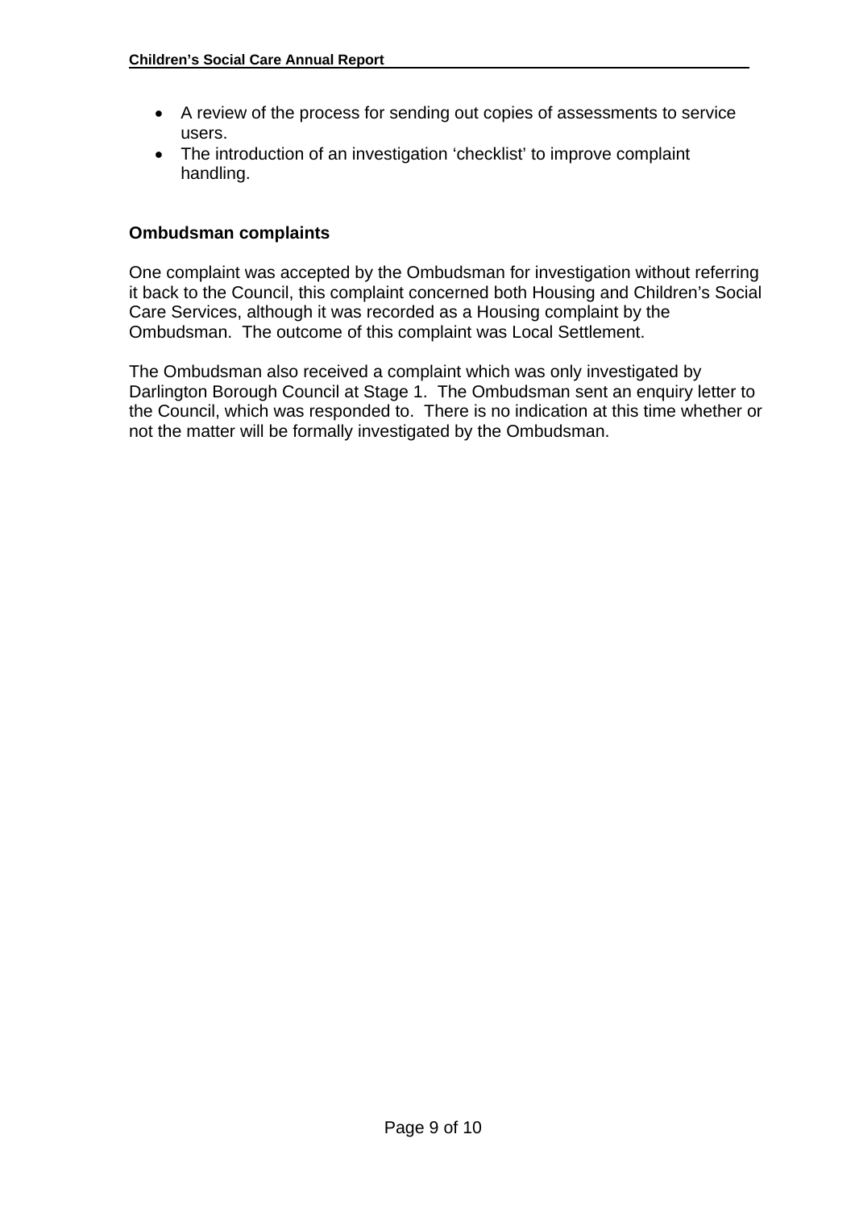- A review of the process for sending out copies of assessments to service users.
- The introduction of an investigation 'checklist' to improve complaint handling.

**Ombudsman complaints**

One complaint was accepted by the Ombudsman for investigation without referring it back to the Council, this complaint concerned both Housing and Children's Social Care Services, although it was recorded as a Housing complaint by the Ombudsman. The outcome of this complaint was Local Settlement.

The Ombudsman also received a complaint which was only investigated by Darlington Borough Council at Stage 1. The Ombudsman sent an enquiry letter to the Council, which was responded to. There is no indication at this time whether or not the matter will be formally investigated by the Ombudsman.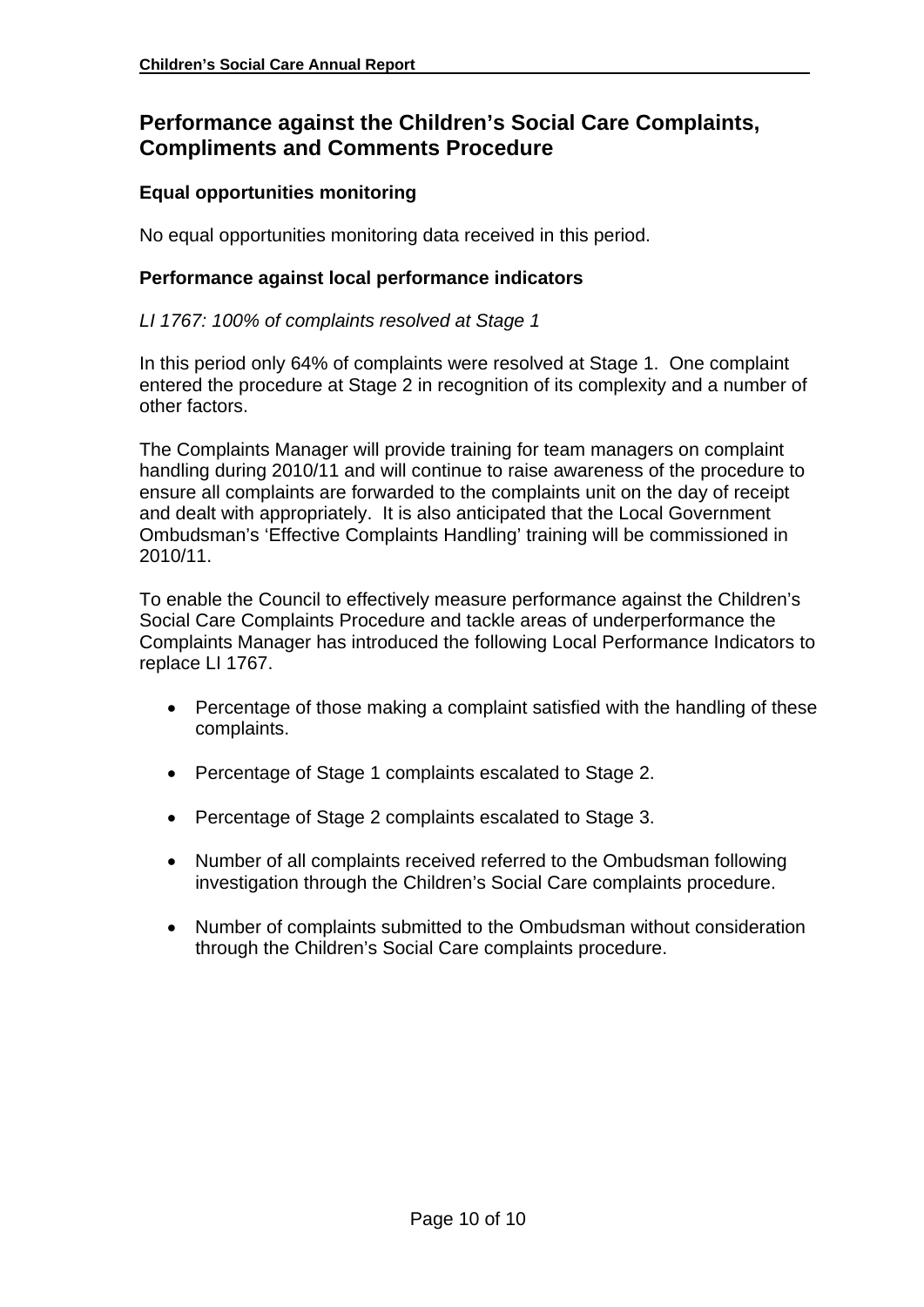## Performance against the Children's Social Care Complaints, Compliments and Comments Procedure

### Equal opportunities monitoring

No equal opportunities monitoring data received in this period.

### Performance against local performance indicators

*LI 1767: 100% of complaints resolved at Stage 1*

In this period only 64% of complaints were resolved at Stage 1. One complaint entered the procedure at Stage 2 in recognition of its complexity and a number of other factors.

The Complaints Manager will provide training for team managers on complaint handling during 2010/11 and will continue to raise awareness of the procedure to ensure all complaints are forwarded to the complaints unit on the day of receipt and dealt with appropriately. It is also anticipated that the Local Government Ombudsman's 'Effective Complaints Handling' training will be commissioned in 2010/11.

To enable the Council to effectively measure performance against the Children's Social Care Complaints Procedure and tackle areas of underperformance the Complaints Manager has introduced the following Local Performance Indicators to replace LI 1767.

- Percentage of those making a complaint satisfied with the handling of these complaints.
- Percentage of Stage 1 complaints escalated to Stage 2.
- Percentage of Stage 2 complaints escalated to Stage 3.
- Number of all complaints received referred to the Ombudsman following investigation through the Children's Social Care complaints procedure.
- Number of complaints submitted to the Ombudsman without consideration through the Children's Social Care complaints procedure.